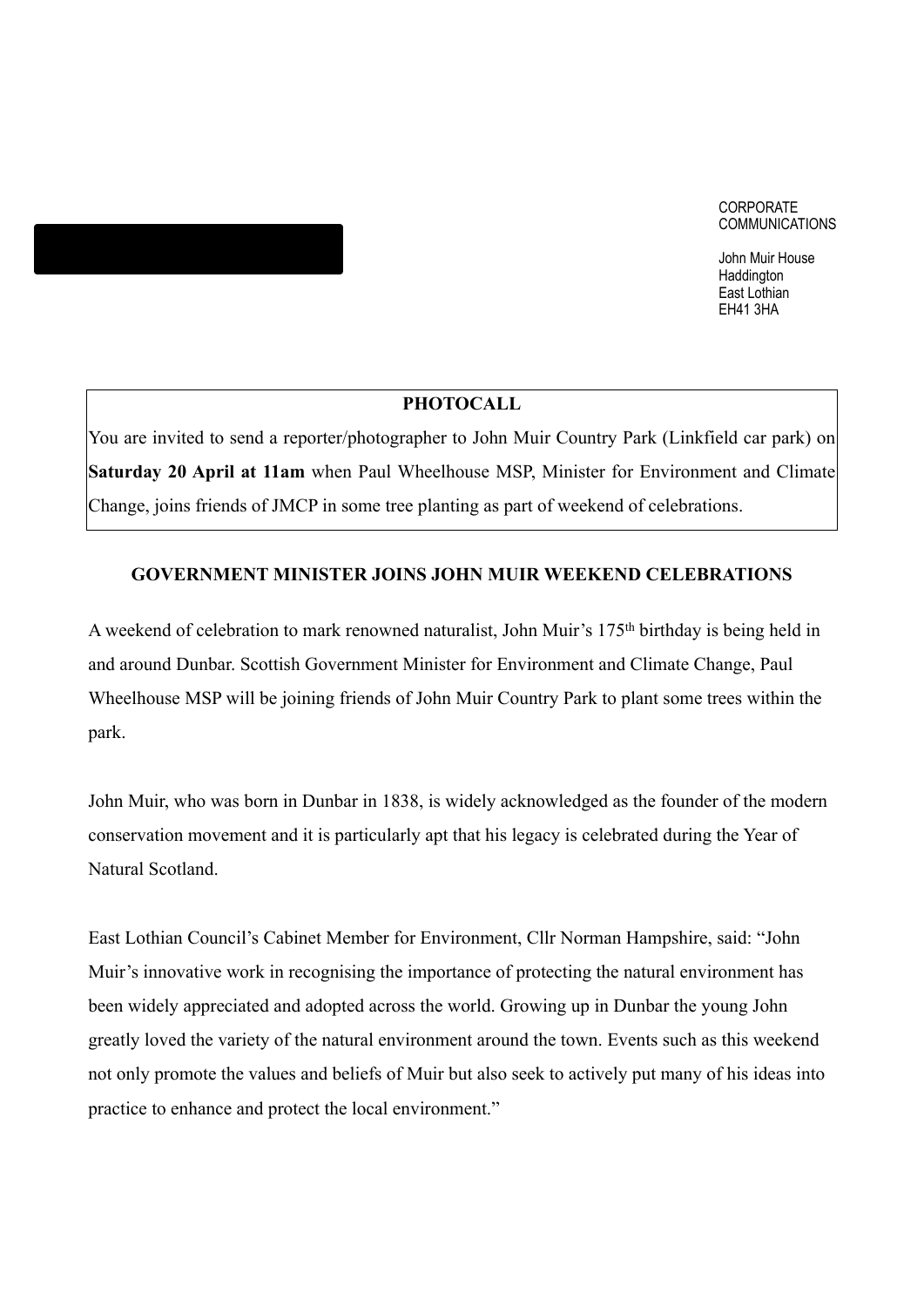CORPORATE COMMUNICATIONS

John Muir House
Haddington
East Lothian
EH41 3HA

**PHOTOCALL**

You are invited to send a reporter/photographer to John Muir Country Park (Linkfield car park) on **Saturday 20 April at 11am** when Paul Wheelhouse MSP, Minister for Environment and Climate Change, joins friends of JMCP in some tree planting as part of weekend of celebrations.

## GOVERNMENT MINISTER JOINS JOHN MUIR WEEKEND CELEBRATIONS

A weekend of celebration to mark renowned naturalist, John Muir's 175th birthday is being held in and around Dunbar. Scottish Government Minister for Environment and Climate Change, Paul Wheelhouse MSP will be joining friends of John Muir Country Park to plant some trees within the park.

John Muir, who was born in Dunbar in 1838, is widely acknowledged as the founder of the modern conservation movement and it is particularly apt that his legacy is celebrated during the Year of Natural Scotland.

East Lothian Council's Cabinet Member for Environment, Cllr Norman Hampshire, said: "John Muir's innovative work in recognising the importance of protecting the natural environment has been widely appreciated and adopted across the world. Growing up in Dunbar the young John greatly loved the variety of the natural environment around the town. Events such as this weekend not only promote the values and beliefs of Muir but also seek to actively put many of his ideas into practice to enhance and protect the local environment."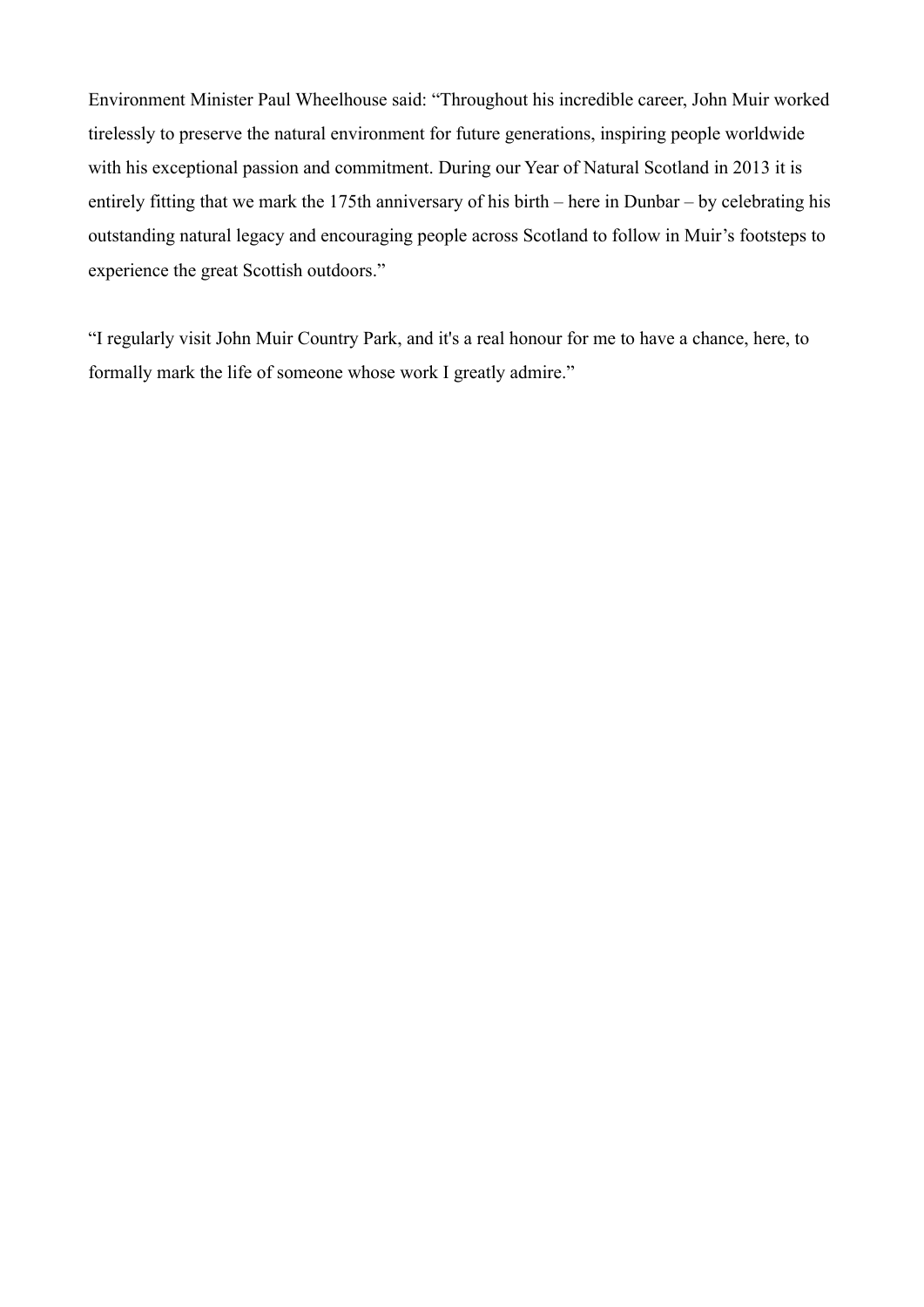Environment Minister Paul Wheelhouse said: “Throughout his incredible career, John Muir worked tirelessly to preserve the natural environment for future generations, inspiring people worldwide with his exceptional passion and commitment. During our Year of Natural Scotland in 2013 it is entirely fitting that we mark the 175th anniversary of his birth – here in Dunbar – by celebrating his outstanding natural legacy and encouraging people across Scotland to follow in Muir’s footsteps to experience the great Scottish outdoors.”

“I regularly visit John Muir Country Park, and it's a real honour for me to have a chance, here, to formally mark the life of someone whose work I greatly admire.”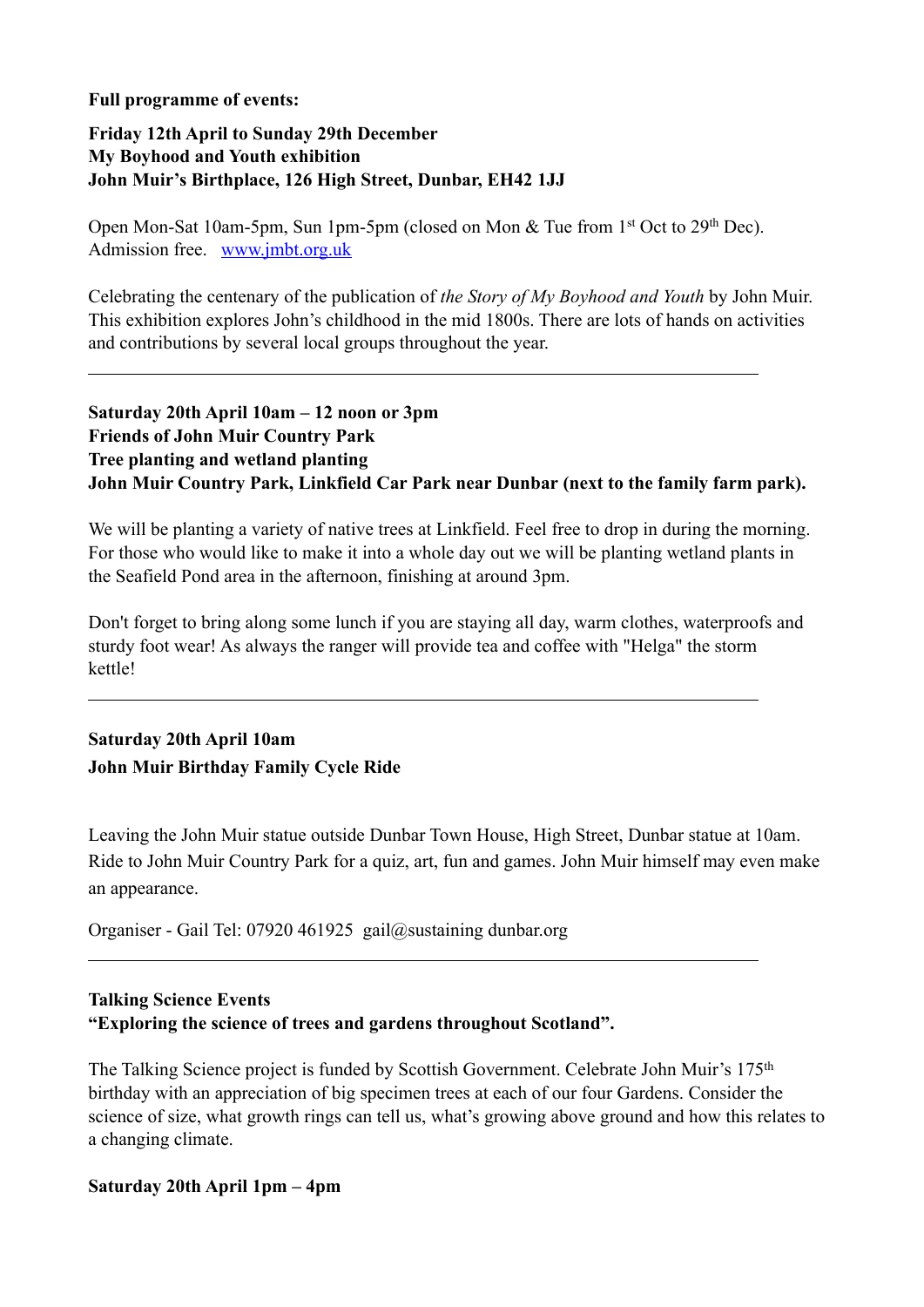**Full programme of events:**

**Friday 12th April to Sunday 29th December**
**My Boyhood and Youth exhibition**
**John Muir's Birthplace, 126 High Street, Dunbar, EH42 1JJ**

Open Mon-Sat 10am-5pm, Sun 1pm-5pm (closed on Mon & Tue from 1st Oct to 29th Dec). Admission free. [www.jmbt.org.uk](http://www.jmbt.org.uk)

Celebrating the centenary of the publication of *the Story of My Boyhood and Youth* by John Muir. This exhibition explores John's childhood in the mid 1800s. There are lots of hands on activities and contributions by several local groups throughout the year.

---

**Saturday 20th April 10am – 12 noon or 3pm**
**Friends of John Muir Country Park**
**Tree planting and wetland planting**
**John Muir Country Park, Linkfield Car Park near Dunbar (next to the family farm park).**

We will be planting a variety of native trees at Linkfield. Feel free to drop in during the morning. For those who would like to make it into a whole day out we will be planting wetland plants in the Seafield Pond area in the afternoon, finishing at around 3pm.

Don't forget to bring along some lunch if you are staying all day, warm clothes, waterproofs and sturdy foot wear! As always the ranger will provide tea and coffee with "Helga" the storm kettle!

---

**Saturday 20th April 10am**
**John Muir Birthday Family Cycle Ride**

Leaving the John Muir statue outside Dunbar Town House, High Street, Dunbar statue at 10am. Ride to John Muir Country Park for a quiz, art, fun and games. John Muir himself may even make an appearance.

Organiser - Gail Tel: 07920 461925 gail@sustaining dunbar.org

---

**Talking Science Events**
**"Exploring the science of trees and gardens throughout Scotland".**

The Talking Science project is funded by Scottish Government. Celebrate John Muir's 175th birthday with an appreciation of big specimen trees at each of our four Gardens. Consider the science of size, what growth rings can tell us, what's growing above ground and how this relates to a changing climate.

**Saturday 20th April 1pm – 4pm**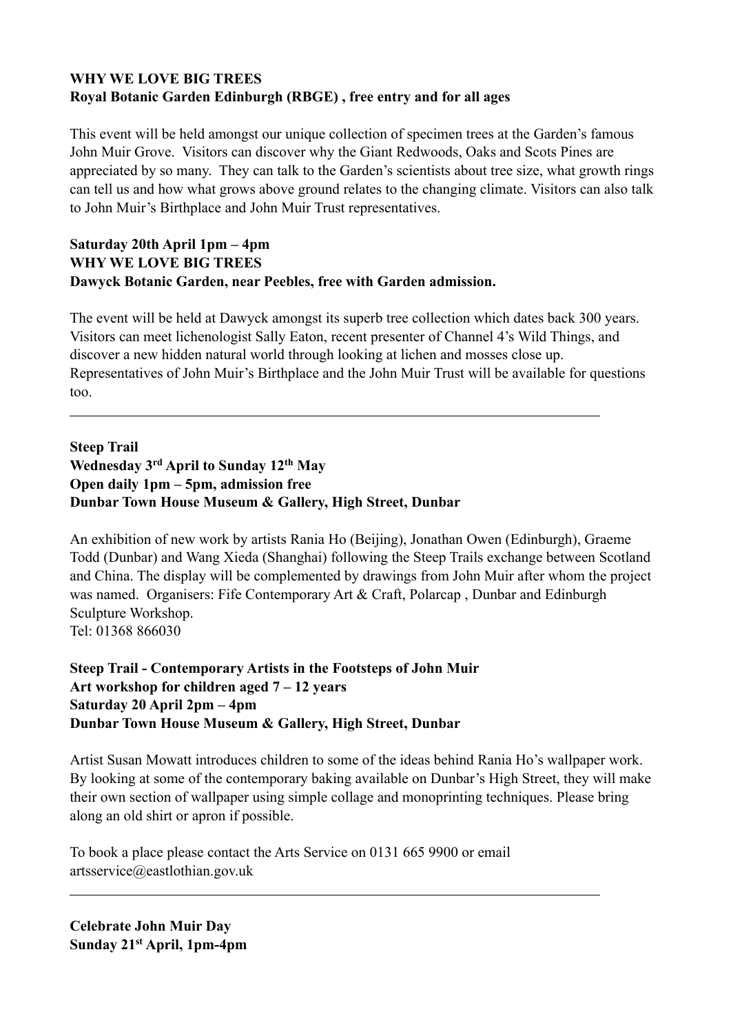**WHY WE LOVE BIG TREES**
**Royal Botanic Garden Edinburgh (RBGE) , free entry and for all ages**

This event will be held amongst our unique collection of specimen trees at the Garden's famous John Muir Grove. Visitors can discover why the Giant Redwoods, Oaks and Scots Pines are appreciated by so many. They can talk to the Garden's scientists about tree size, what growth rings can tell us and how what grows above ground relates to the changing climate. Visitors can also talk to John Muir's Birthplace and John Muir Trust representatives.

**Saturday 20th April 1pm – 4pm**
**WHY WE LOVE BIG TREES**
**Dawyck Botanic Garden, near Peebles, free with Garden admission.**

The event will be held at Dawyck amongst its superb tree collection which dates back 300 years. Visitors can meet lichenologist Sally Eaton, recent presenter of Channel 4's Wild Things, and discover a new hidden natural world through looking at lichen and mosses close up. Representatives of John Muir's Birthplace and the John Muir Trust will be available for questions too.

---

**Steep Trail**
**Wednesday 3rd April to Sunday 12th May**
**Open daily 1pm – 5pm, admission free**
**Dunbar Town House Museum & Gallery, High Street, Dunbar**

An exhibition of new work by artists Rania Ho (Beijing), Jonathan Owen (Edinburgh), Graeme Todd (Dunbar) and Wang Xieda (Shanghai) following the Steep Trails exchange between Scotland and China. The display will be complemented by drawings from John Muir after whom the project was named. Organisers: Fife Contemporary Art & Craft, Polarcap , Dunbar and Edinburgh Sculpture Workshop.
Tel: 01368 866030

**Steep Trail - Contemporary Artists in the Footsteps of John Muir**
**Art workshop for children aged 7 – 12 years**
**Saturday 20 April 2pm – 4pm**
**Dunbar Town House Museum & Gallery, High Street, Dunbar**

Artist Susan Mowatt introduces children to some of the ideas behind Rania Ho's wallpaper work. By looking at some of the contemporary baking available on Dunbar's High Street, they will make their own section of wallpaper using simple collage and monoprinting techniques. Please bring along an old shirt or apron if possible.

To book a place please contact the Arts Service on 0131 665 9900 or email artsservice@eastlothian.gov.uk

---

**Celebrate John Muir Day**
**Sunday 21st April, 1pm-4pm**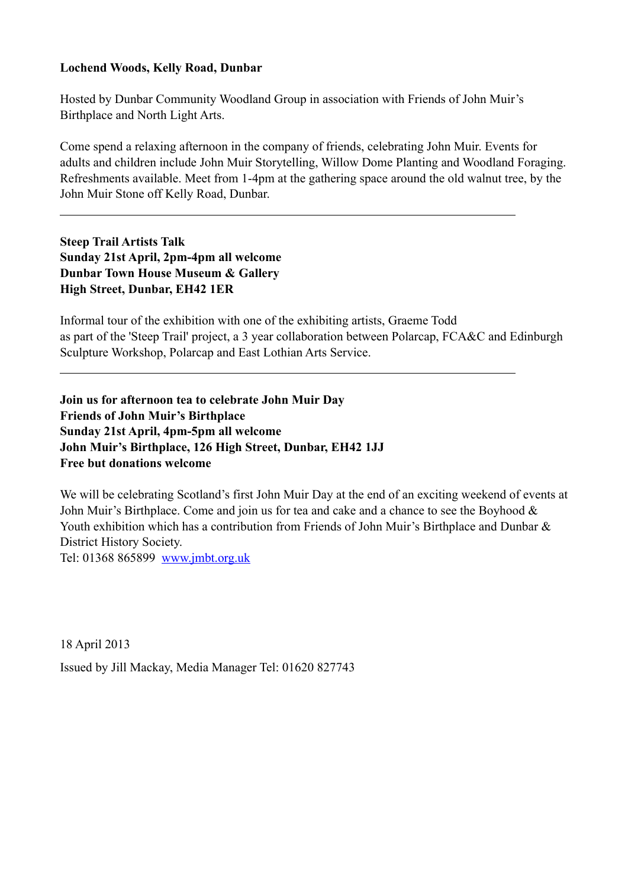**Lochend Woods, Kelly Road, Dunbar**

Hosted by Dunbar Community Woodland Group in association with Friends of John Muir's Birthplace and North Light Arts.

Come spend a relaxing afternoon in the company of friends, celebrating John Muir. Events for adults and children include John Muir Storytelling, Willow Dome Planting and Woodland Foraging. Refreshments available. Meet from 1-4pm at the gathering space around the old walnut tree, by the John Muir Stone off Kelly Road, Dunbar.

---

**Steep Trail Artists Talk**
**Sunday 21st April, 2pm-4pm all welcome**
**Dunbar Town House Museum & Gallery**
**High Street, Dunbar, EH42 1ER**

Informal tour of the exhibition with one of the exhibiting artists, Graeme Todd as part of the 'Steep Trail' project, a 3 year collaboration between Polarcap, FCA&C and Edinburgh Sculpture Workshop, Polarcap and East Lothian Arts Service.

---

**Join us for afternoon tea to celebrate John Muir Day**
**Friends of John Muir's Birthplace**
**Sunday 21st April, 4pm-5pm all welcome**
**John Muir's Birthplace, 126 High Street, Dunbar, EH42 1JJ**
**Free but donations welcome**

We will be celebrating Scotland's first John Muir Day at the end of an exciting weekend of events at John Muir's Birthplace. Come and join us for tea and cake and a chance to see the Boyhood & Youth exhibition which has a contribution from Friends of John Muir's Birthplace and Dunbar & District History Society.
Tel: 01368 865899 [www.jmbt.org.uk](http://www.jmbt.org.uk)

18 April 2013

Issued by Jill Mackay, Media Manager Tel: 01620 827743